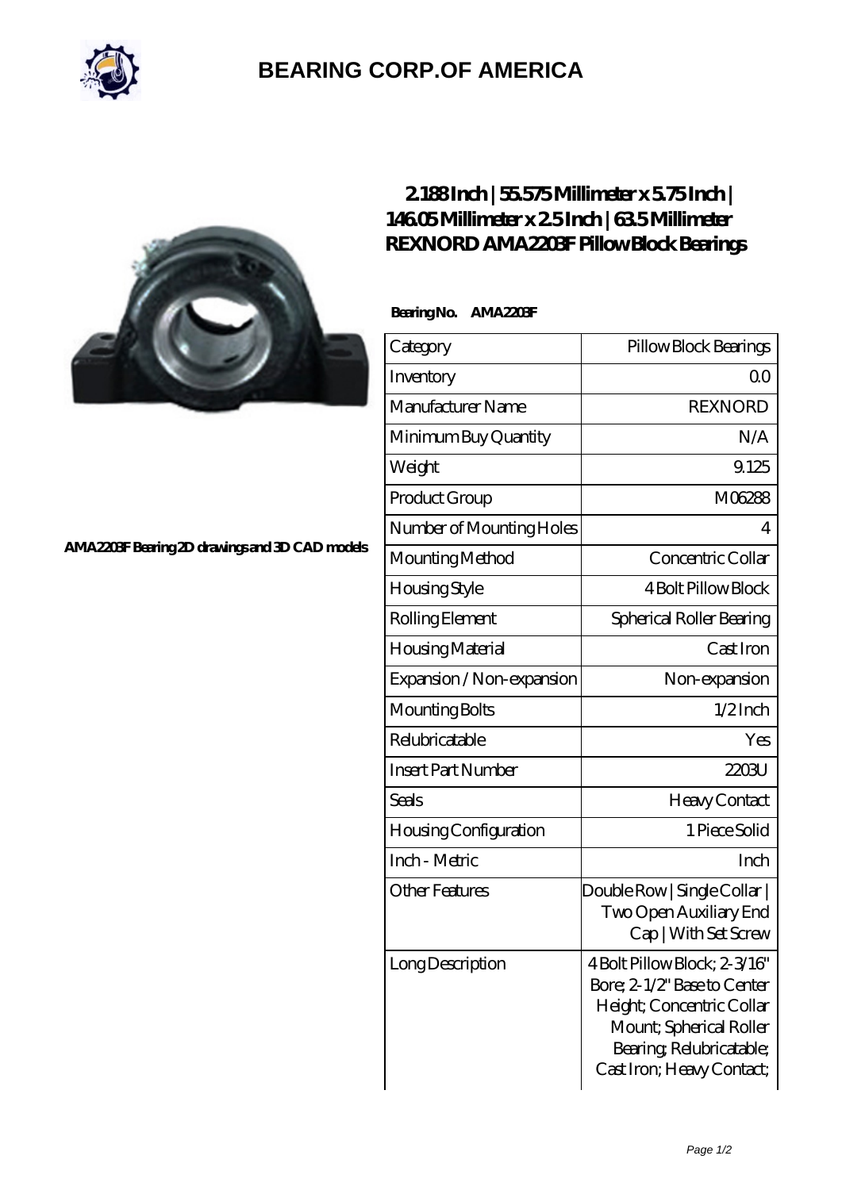# BEARING CORP.OF AMERICA

AMA2203F Bearing 2D drawings and 3D CAD models

## 2.188 Inch | 55.575 Millimeter x 5.75 Inch | 146.05 Millimeter x 2.5 Inch | 63.5 Millimeter REXNORD AMA2203F Pillow Block Bearings

**Bearing No. AMA2203F**

| Category | Pillow Block Bearings |
|---|---|
| Inventory | 0.0 |
| Manufacturer Name | REXNORD |
| Minimum Buy Quantity | N/A |
| Weight | 9.125 |
| Product Group | M06288 |
| Number of Mounting Holes | 4 |
| Mounting Method | Concentric Collar |
| Housing Style | 4 Bolt Pillow Block |
| Rolling Element | Spherical Roller Bearing |
| Housing Material | Cast Iron |
| Expansion / Non-expansion | Non-expansion |
| Mounting Bolts | 1/2 Inch |
| Relubricatable | Yes |
| Insert Part Number | 2203U |
| Seals | Heavy Contact |
| Housing Configuration | 1 Piece Solid |
| Inch - Metric | Inch |
| Other Features | Double Row \| Single Collar \| Two Open Auxiliary End Cap \| With Set Screw |
| Long Description | 4 Bolt Pillow Block; 2-3/16" Bore; 2-1/2" Base to Center Height; Concentric Collar Mount; Spherical Roller Bearing; Relubricatable; Cast Iron; Heavy Contact; |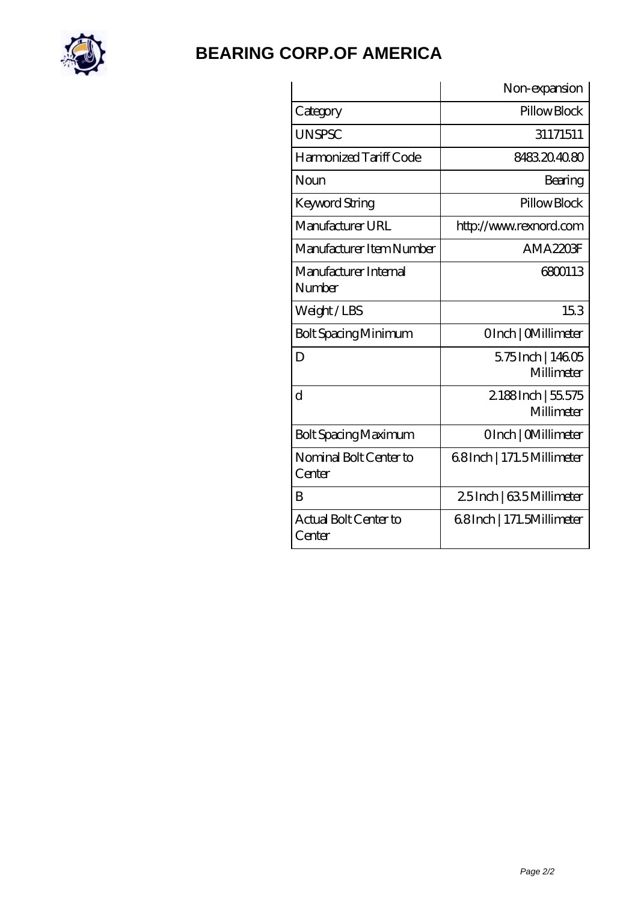# BEARING CORP.OF AMERICA

| | |
|---|---|
| | Non-expansion |
| Category | Pillow Block |
| UNSPSC | 31171511 |
| Harmonized Tariff Code | 8483.20.40.80 |
| Noun | Bearing |
| Keyword String | Pillow Block |
| Manufacturer URL | http://www.rexnord.com |
| Manufacturer Item Number | AMA2203F |
| Manufacturer Internal Number | 6800113 |
| Weight / LBS | 15.3 |
| Bolt Spacing Minimum | 0 Inch \| 0 Millimeter |
| D | 5.75 Inch \| 146.05 Millimeter |
| d | 2.188 Inch \| 55.575 Millimeter |
| Bolt Spacing Maximum | 0 Inch \| 0 Millimeter |
| Nominal Bolt Center to Center | 6.8 Inch \| 171.5 Millimeter |
| B | 2.5 Inch \| 63.5 Millimeter |
| Actual Bolt Center to Center | 6.8 Inch \| 171.5 Millimeter |